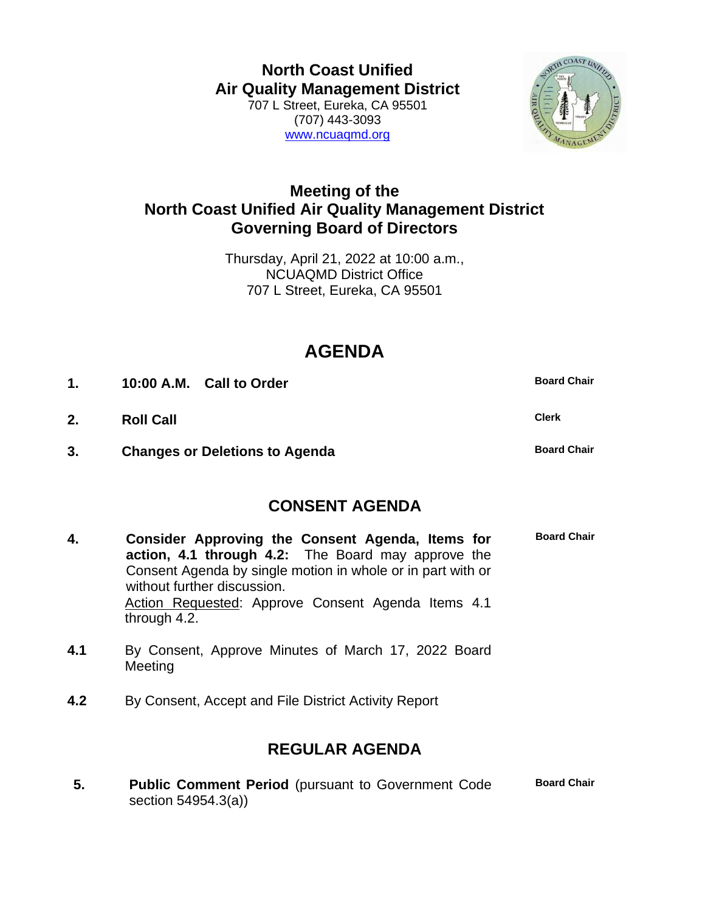**North Coast Unified**
**Air Quality Management District**
707 L Street, Eureka, CA 95501
(707) 443-3093
www.ncuaqmd.org

# Meeting of the North Coast Unified Air Quality Management District Governing Board of Directors

Thursday, April 21, 2022 at 10:00 a.m.,
NCUAQMD District Office
707 L Street, Eureka, CA 95501

# AGENDA

**1.** **10:00 A.M. Call to Order** — **Board Chair**

**2.** **Roll Call** — **Clerk**

**3.** **Changes or Deletions to Agenda** — **Board Chair**

## CONSENT AGENDA

**4.** **Consider Approving the Consent Agenda, Items for action, 4.1 through 4.2:** The Board may approve the Consent Agenda by single motion in whole or in part with or without further discussion. — **Board Chair**
Action Requested: Approve Consent Agenda Items 4.1 through 4.2.

**4.1** By Consent, Approve Minutes of March 17, 2022 Board Meeting

**4.2** By Consent, Accept and File District Activity Report

## REGULAR AGENDA

**5.** **Public Comment Period** (pursuant to Government Code section 54954.3(a)) — **Board Chair**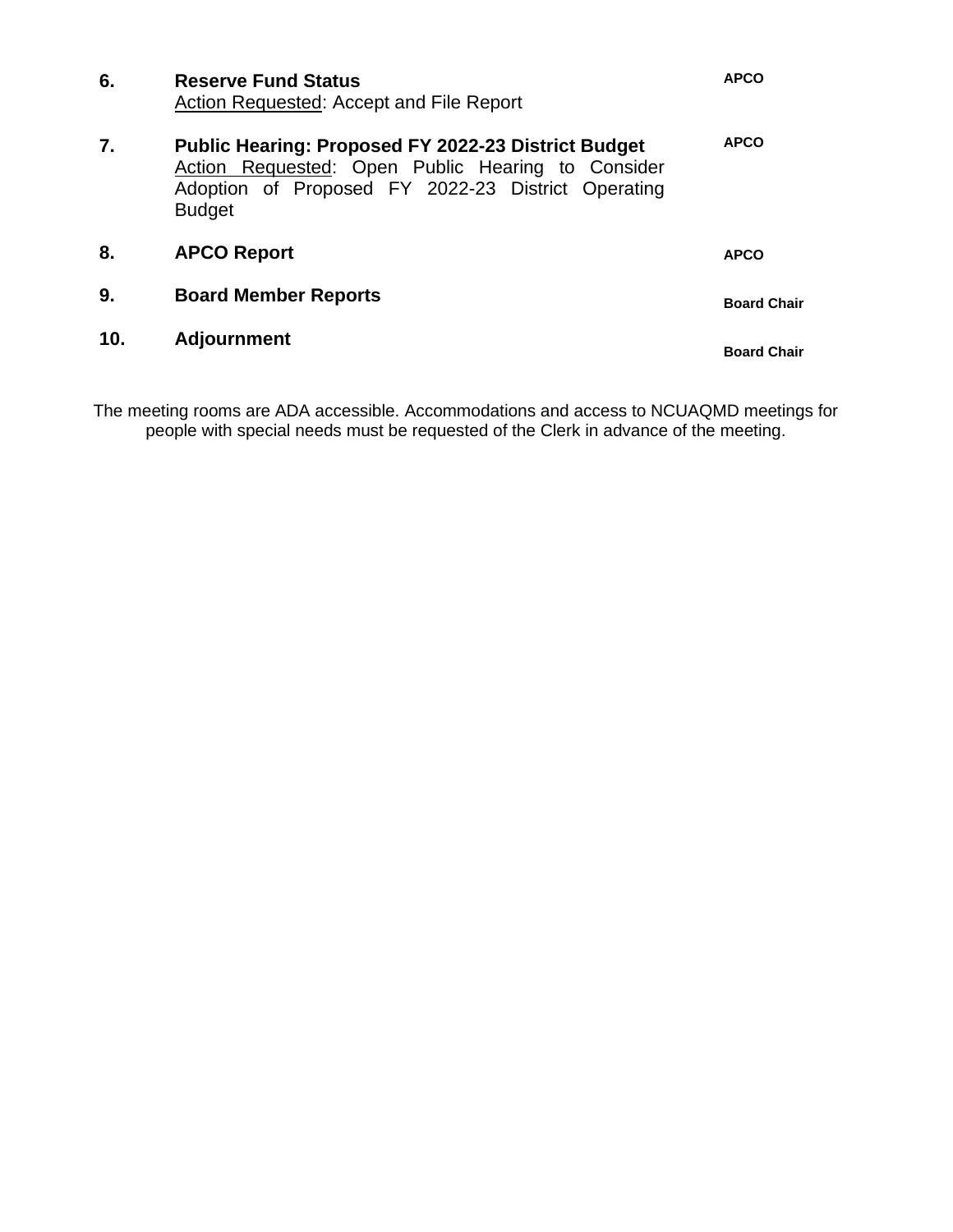| | | |
|---|---|---|
| **6.** | **Reserve Fund Status**<br>Action Requested: Accept and File Report | **APCO** |
| **7.** | **Public Hearing: Proposed FY 2022-23 District Budget**<br>Action Requested: Open Public Hearing to Consider Adoption of Proposed FY 2022-23 District Operating Budget | **APCO** |
| **8.** | **APCO Report** | **APCO** |
| **9.** | **Board Member Reports** | **Board Chair** |
| **10.** | **Adjournment** | **Board Chair** |

The meeting rooms are ADA accessible. Accommodations and access to NCUAQMD meetings for people with special needs must be requested of the Clerk in advance of the meeting.